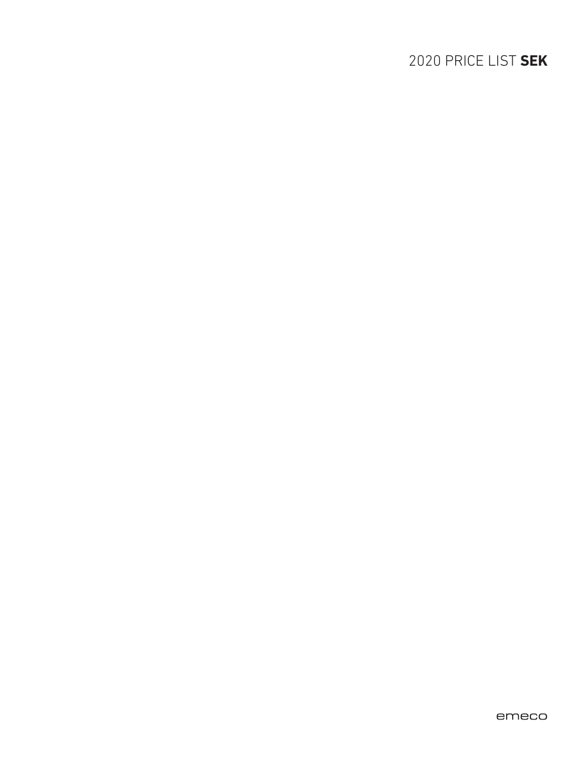# 2020 PRICE LIST **SEK**

emeco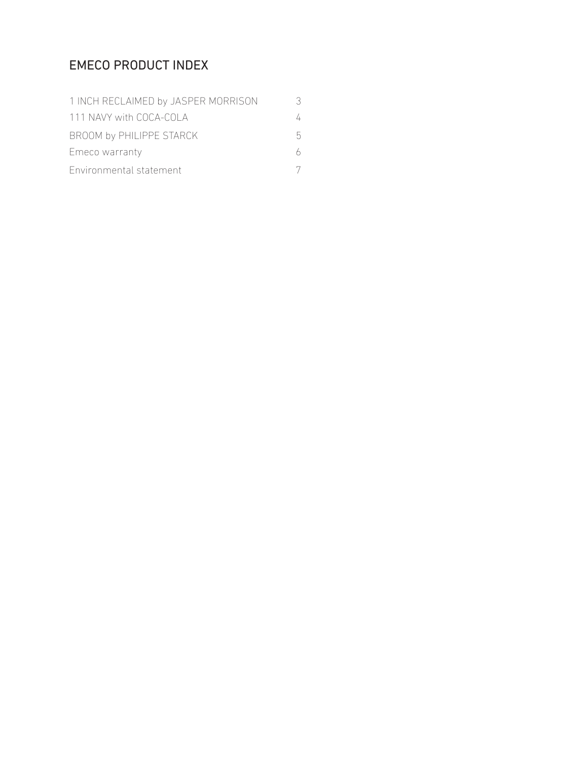# EMECO PRODUCT INDEX

| | |
|---|---|
| 1 INCH RECLAIMED by JASPER MORRISON | 3 |
| 111 NAVY with COCA-COLA | 4 |
| BROOM by PHILIPPE STARCK | 5 |
| Emeco warranty | 6 |
| Environmental statement | 7 |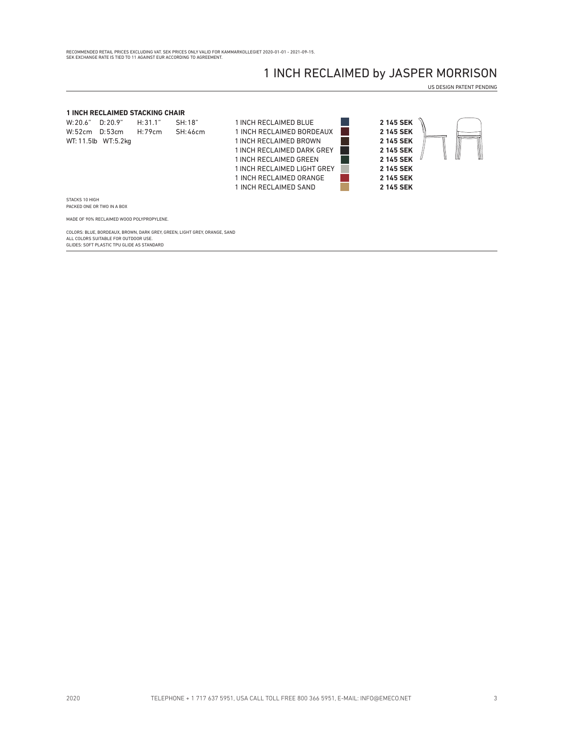RECOMMENDED RETAIL PRICES EXCLUDING VAT. SEK PRICES ONLY VALID FOR KAMMARKOLLEGIET 2020-01-01 - 2021-09-15.
SEK EXCHANGE RATE IS TIED TO 11 AGAINST EUR ACCORDING TO AGREEMENT.

# 1 INCH RECLAIMED by JASPER MORRISON

US DESIGN PATENT PENDING

### 1 INCH RECLAIMED STACKING CHAIR

W: 20.6" D: 20.9" H: 31.1" SH: 18"
W: 52cm D: 53cm H: 79cm SH: 46cm
WT: 11.5lb WT: 5.2kg

| Product | Price |
| --- | --- |
| 1 INCH RECLAIMED BLUE | **2 145 SEK** |
| 1 INCH RECLAIMED BORDEAUX | **2 145 SEK** |
| 1 INCH RECLAIMED BROWN | **2 145 SEK** |
| 1 INCH RECLAIMED DARK GREY | **2 145 SEK** |
| 1 INCH RECLAIMED GREEN | **2 145 SEK** |
| 1 INCH RECLAIMED LIGHT GREY | **2 145 SEK** |
| 1 INCH RECLAIMED ORANGE | **2 145 SEK** |
| 1 INCH RECLAIMED SAND | **2 145 SEK** |

STACKS 10 HIGH
PACKED ONE OR TWO IN A BOX

MADE OF 90% RECLAIMED WOOD POLYPROPYLENE.

COLORS: BLUE, BORDEAUX, BROWN, DARK GREY, GREEN, LIGHT GREY, ORANGE, SAND
ALL COLORS SUITABLE FOR OUTDOOR USE.
GLIDES: SOFT PLASTIC TPU GLIDE AS STANDARD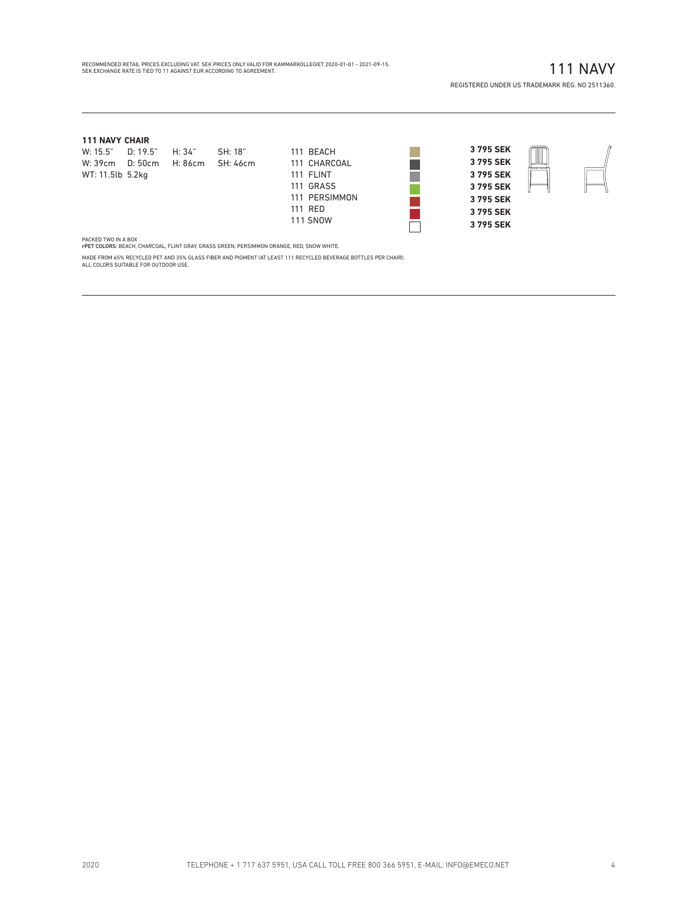RECOMMENDED RETAIL PRICES EXCLUDING VAT. SEK PRICES ONLY VALID FOR KAMMARKOLLEGIET 2020-01-01 - 2021-09-15.
SEK EXCHANGE RATE IS TIED TO 11 AGAINST EUR ACCORDING TO AGREEMENT.

# 111 NAVY

REGISTERED UNDER US TRADEMARK REG. NO 2511360.

**111 NAVY CHAIR**

W: 15.5" D: 19.5" H: 34" SH: 18"
W: 39cm D: 50cm H: 86cm SH: 46cm
WT: 11.5lb 5.2kg

| Model | Price |
|---|---|
| 111 BEACH | **3 795 SEK** |
| 111 CHARCOAL | **3 795 SEK** |
| 111 FLINT | **3 795 SEK** |
| 111 GRASS | **3 795 SEK** |
| 111 PERSIMMON | **3 795 SEK** |
| 111 RED | **3 795 SEK** |
| 111 SNOW | **3 795 SEK** |

PACKED TWO IN A BOX
**rPET COLORS:** BEACH, CHARCOAL, FLINT GRAY, GRASS GREEN, PERSIMMON ORANGE, RED, SNOW WHITE.

MADE FROM 65% RECYCLED PET AND 35% GLASS FIBER AND PIGMENT (AT LEAST 111 RECYCLED BEVERAGE BOTTLES PER CHAIR).
ALL COLORS SUITABLE FOR OUTDOOR USE.

TELEPHONE + 1 717 637 5951, USA CALL TOLL FREE 800 366 5951, E-MAIL: INFO@EMECO.NET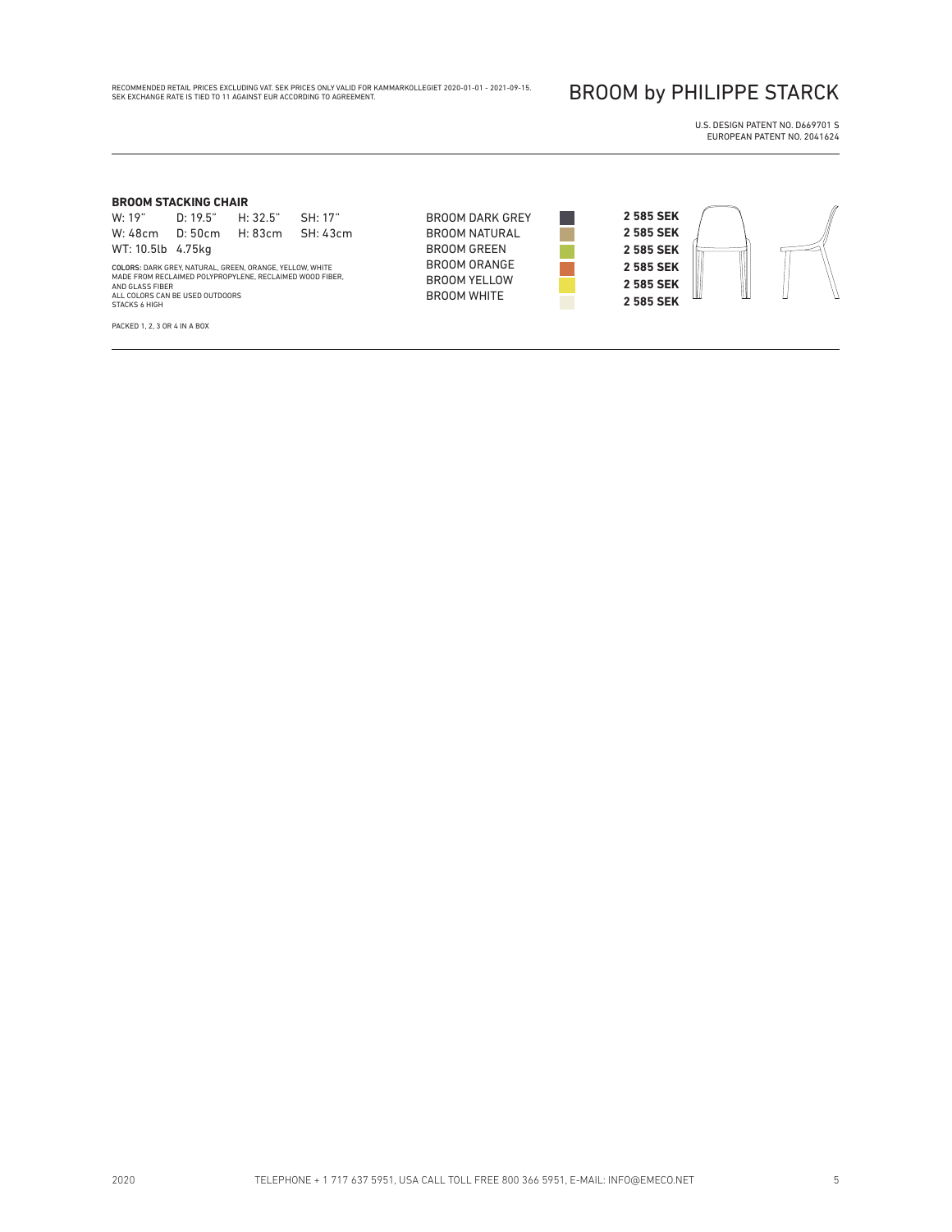RECOMMENDED RETAIL PRICES EXCLUDING VAT. SEK PRICES ONLY VALID FOR KAMMARKOLLEGIET 2020-01-01 - 2021-09-15.
SEK EXCHANGE RATE IS TIED TO 11 AGAINST EUR ACCORDING TO AGREEMENT.

# BROOM by PHILIPPE STARCK

U.S. DESIGN PATENT NO. D669701 S
EUROPEAN PATENT NO. 2041624

## BROOM STACKING CHAIR

| W: 19" | D: 19.5" | H: 32.5" | SH: 17" |
|---|---|---|---|
| W: 48cm | D: 50cm | H: 83cm | SH: 43cm |

WT: 10.5lb 4.75kg

COLORS: DARK GREY, NATURAL, GREEN, ORANGE, YELLOW, WHITE
MADE FROM RECLAIMED POLYPROPYLENE, RECLAIMED WOOD FIBER, AND GLASS FIBER
ALL COLORS CAN BE USED OUTDOORS
STACKS 6 HIGH

PACKED 1, 2, 3 OR 4 IN A BOX

| Product | Price |
|---|---|
| BROOM DARK GREY | **2 585 SEK** |
| BROOM NATURAL | **2 585 SEK** |
| BROOM GREEN | **2 585 SEK** |
| BROOM ORANGE | **2 585 SEK** |
| BROOM YELLOW | **2 585 SEK** |
| BROOM WHITE | **2 585 SEK** |

2020 TELEPHONE + 1 717 637 5951, USA CALL TOLL FREE 800 366 5951, E-MAIL: INFO@EMECO.NET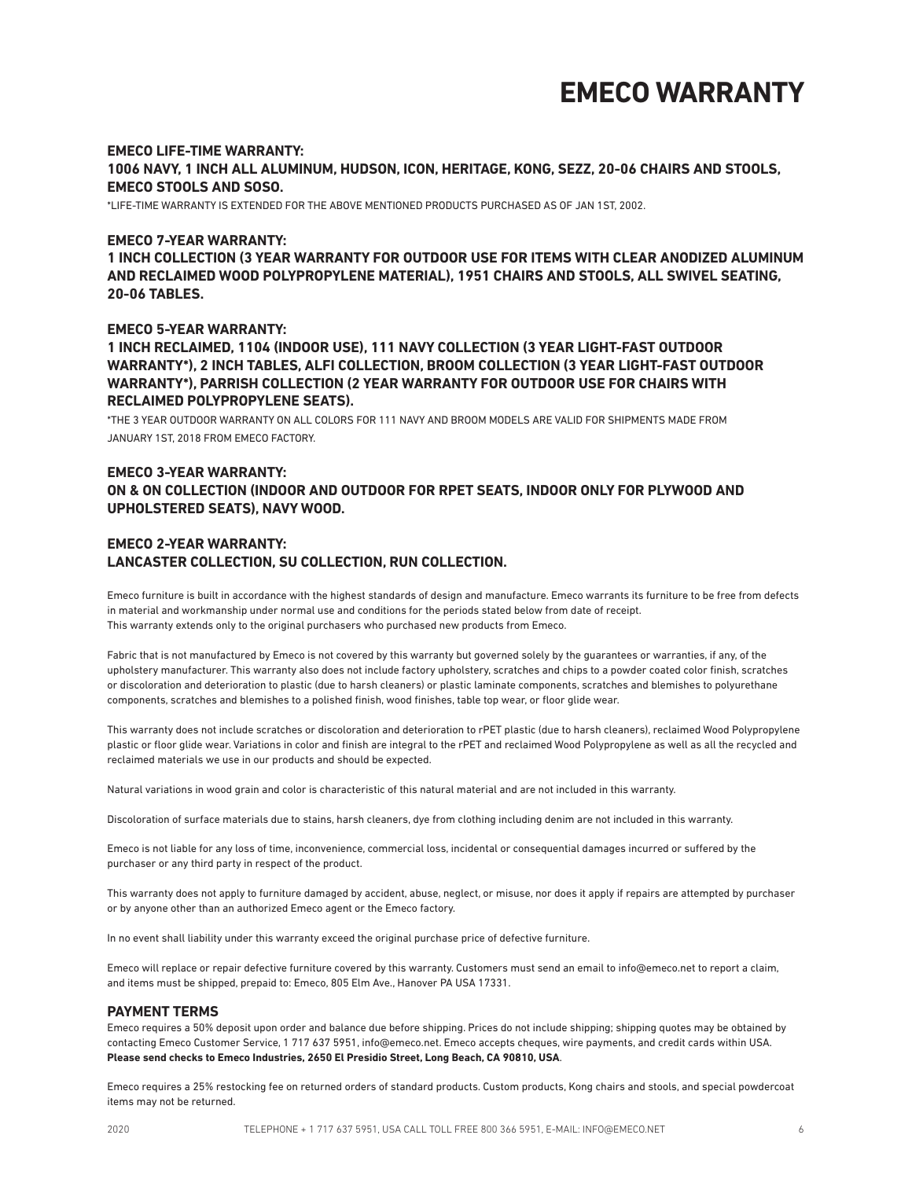# EMECO WARRANTY

**EMECO LIFE-TIME WARRANTY:**
**1006 NAVY, 1 INCH ALL ALUMINUM, HUDSON, ICON, HERITAGE, KONG, SEZZ, 20-06 CHAIRS AND STOOLS, EMECO STOOLS AND SOSO.**

*LIFE-TIME WARRANTY IS EXTENDED FOR THE ABOVE MENTIONED PRODUCTS PURCHASED AS OF JAN 1ST, 2002.

**EMECO 7-YEAR WARRANTY:**
**1 INCH COLLECTION (3 YEAR WARRANTY FOR OUTDOOR USE FOR ITEMS WITH CLEAR ANODIZED ALUMINUM AND RECLAIMED WOOD POLYPROPYLENE MATERIAL), 1951 CHAIRS AND STOOLS, ALL SWIVEL SEATING, 20-06 TABLES.**

**EMECO 5-YEAR WARRANTY:**
**1 INCH RECLAIMED, 1104 (INDOOR USE), 111 NAVY COLLECTION (3 YEAR LIGHT-FAST OUTDOOR WARRANTY*), 2 INCH TABLES, ALFI COLLECTION, BROOM COLLECTION (3 YEAR LIGHT-FAST OUTDOOR WARRANTY*), PARRISH COLLECTION (2 YEAR WARRANTY FOR OUTDOOR USE FOR CHAIRS WITH RECLAIMED POLYPROPYLENE SEATS).**

*THE 3 YEAR OUTDOOR WARRANTY ON ALL COLORS FOR 111 NAVY AND BROOM MODELS ARE VALID FOR SHIPMENTS MADE FROM JANUARY 1ST, 2018 FROM EMECO FACTORY.

**EMECO 3-YEAR WARRANTY:**
**ON & ON COLLECTION (INDOOR AND OUTDOOR FOR RPET SEATS, INDOOR ONLY FOR PLYWOOD AND UPHOLSTERED SEATS), NAVY WOOD.**

**EMECO 2-YEAR WARRANTY:**
**LANCASTER COLLECTION, SU COLLECTION, RUN COLLECTION.**

Emeco furniture is built in accordance with the highest standards of design and manufacture. Emeco warrants its furniture to be free from defects in material and workmanship under normal use and conditions for the periods stated below from date of receipt.
This warranty extends only to the original purchasers who purchased new products from Emeco.

Fabric that is not manufactured by Emeco is not covered by this warranty but governed solely by the guarantees or warranties, if any, of the upholstery manufacturer. This warranty also does not include factory upholstery, scratches and chips to a powder coated color finish, scratches or discoloration and deterioration to plastic (due to harsh cleaners) or plastic laminate components, scratches and blemishes to polyurethane components, scratches and blemishes to a polished finish, wood finishes, table top wear, or floor glide wear.

This warranty does not include scratches or discoloration and deterioration to rPET plastic (due to harsh cleaners), reclaimed Wood Polypropylene plastic or floor glide wear. Variations in color and finish are integral to the rPET and reclaimed Wood Polypropylene as well as all the recycled and reclaimed materials we use in our products and should be expected.

Natural variations in wood grain and color is characteristic of this natural material and are not included in this warranty.

Discoloration of surface materials due to stains, harsh cleaners, dye from clothing including denim are not included in this warranty.

Emeco is not liable for any loss of time, inconvenience, commercial loss, incidental or consequential damages incurred or suffered by the purchaser or any third party in respect of the product.

This warranty does not apply to furniture damaged by accident, abuse, neglect, or misuse, nor does it apply if repairs are attempted by purchaser or by anyone other than an authorized Emeco agent or the Emeco factory.

In no event shall liability under this warranty exceed the original purchase price of defective furniture.

Emeco will replace or repair defective furniture covered by this warranty. Customers must send an email to info@emeco.net to report a claim, and items must be shipped, prepaid to: Emeco, 805 Elm Ave., Hanover PA USA 17331.

## PAYMENT TERMS

Emeco requires a 50% deposit upon order and balance due before shipping. Prices do not include shipping; shipping quotes may be obtained by contacting Emeco Customer Service, 1 717 637 5951, info@emeco.net. Emeco accepts cheques, wire payments, and credit cards within USA. **Please send checks to Emeco Industries, 2650 El Presidio Street, Long Beach, CA 90810, USA**.

Emeco requires a 25% restocking fee on returned orders of standard products. Custom products, Kong chairs and stools, and special powdercoat items may not be returned.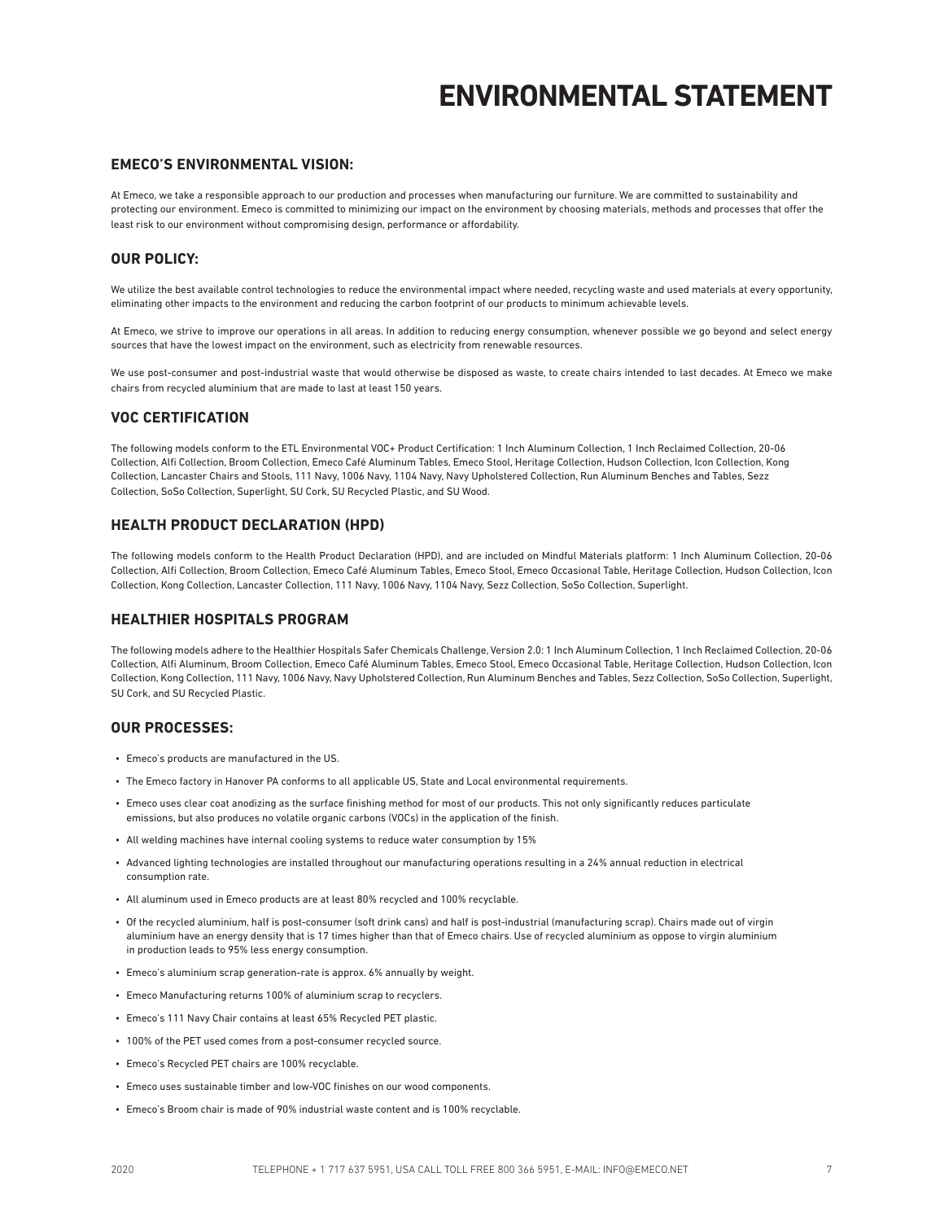# ENVIRONMENTAL STATEMENT

## EMECO'S ENVIRONMENTAL VISION:

At Emeco, we take a responsible approach to our production and processes when manufacturing our furniture. We are committed to sustainability and protecting our environment. Emeco is committed to minimizing our impact on the environment by choosing materials, methods and processes that offer the least risk to our environment without compromising design, performance or affordability.

## OUR POLICY:

We utilize the best available control technologies to reduce the environmental impact where needed, recycling waste and used materials at every opportunity, eliminating other impacts to the environment and reducing the carbon footprint of our products to minimum achievable levels.

At Emeco, we strive to improve our operations in all areas. In addition to reducing energy consumption, whenever possible we go beyond and select energy sources that have the lowest impact on the environment, such as electricity from renewable resources.

We use post-consumer and post-industrial waste that would otherwise be disposed as waste, to create chairs intended to last decades. At Emeco we make chairs from recycled aluminium that are made to last at least 150 years.

## VOC CERTIFICATION

The following models conform to the ETL Environmental VOC+ Product Certification: 1 Inch Aluminum Collection, 1 Inch Reclaimed Collection, 20-06 Collection, Alfi Collection, Broom Collection, Emeco Café Aluminum Tables, Emeco Stool, Heritage Collection, Hudson Collection, Icon Collection, Kong Collection, Lancaster Chairs and Stools, 111 Navy, 1006 Navy, 1104 Navy, Navy Upholstered Collection, Run Aluminum Benches and Tables, Sezz Collection, SoSo Collection, Superlight, SU Cork, SU Recycled Plastic, and SU Wood.

## HEALTH PRODUCT DECLARATION (HPD)

The following models conform to the Health Product Declaration (HPD), and are included on Mindful Materials platform: 1 Inch Aluminum Collection, 20-06 Collection, Alfi Collection, Broom Collection, Emeco Café Aluminum Tables, Emeco Stool, Emeco Occasional Table, Heritage Collection, Hudson Collection, Icon Collection, Kong Collection, Lancaster Collection, 111 Navy, 1006 Navy, 1104 Navy, Sezz Collection, SoSo Collection, Superlight.

## HEALTHIER HOSPITALS PROGRAM

The following models adhere to the Healthier Hospitals Safer Chemicals Challenge, Version 2.0: 1 Inch Aluminum Collection, 1 Inch Reclaimed Collection, 20-06 Collection, Alfi Aluminum, Broom Collection, Emeco Café Aluminum Tables, Emeco Stool, Emeco Occasional Table, Heritage Collection, Hudson Collection, Icon Collection, Kong Collection, 111 Navy, 1006 Navy, Navy Upholstered Collection, Run Aluminum Benches and Tables, Sezz Collection, SoSo Collection, Superlight, SU Cork, and SU Recycled Plastic.

## OUR PROCESSES:

- Emeco's products are manufactured in the US.
- The Emeco factory in Hanover PA conforms to all applicable US, State and Local environmental requirements.
- Emeco uses clear coat anodizing as the surface finishing method for most of our products. This not only significantly reduces particulate emissions, but also produces no volatile organic carbons (VOCs) in the application of the finish.
- All welding machines have internal cooling systems to reduce water consumption by 15%
- Advanced lighting technologies are installed throughout our manufacturing operations resulting in a 24% annual reduction in electrical consumption rate.
- All aluminum used in Emeco products are at least 80% recycled and 100% recyclable.
- Of the recycled aluminium, half is post-consumer (soft drink cans) and half is post-industrial (manufacturing scrap). Chairs made out of virgin aluminium have an energy density that is 17 times higher than that of Emeco chairs. Use of recycled aluminium as oppose to virgin aluminium in production leads to 95% less energy consumption.
- Emeco's aluminium scrap generation-rate is approx. 6% annually by weight.
- Emeco Manufacturing returns 100% of aluminium scrap to recyclers.
- Emeco's 111 Navy Chair contains at least 65% Recycled PET plastic.
- 100% of the PET used comes from a post-consumer recycled source.
- Emeco's Recycled PET chairs are 100% recyclable.
- Emeco uses sustainable timber and low-VOC finishes on our wood components.
- Emeco's Broom chair is made of 90% industrial waste content and is 100% recyclable.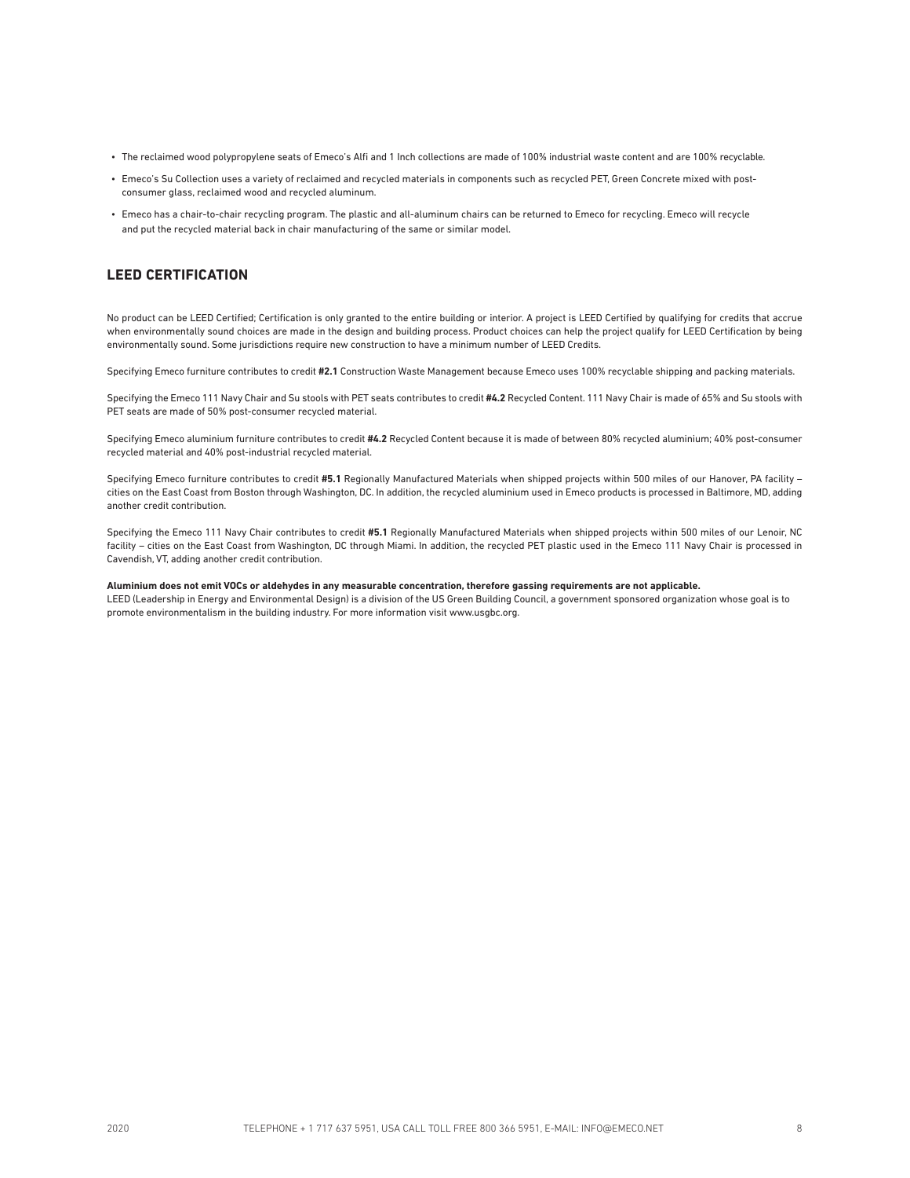- The reclaimed wood polypropylene seats of Emeco's Alfi and 1 Inch collections are made of 100% industrial waste content and are 100% recyclable.
- Emeco's Su Collection uses a variety of reclaimed and recycled materials in components such as recycled PET, Green Concrete mixed with post-consumer glass, reclaimed wood and recycled aluminum.
- Emeco has a chair-to-chair recycling program. The plastic and all-aluminum chairs can be returned to Emeco for recycling. Emeco will recycle and put the recycled material back in chair manufacturing of the same or similar model.

## LEED CERTIFICATION

No product can be LEED Certified; Certification is only granted to the entire building or interior. A project is LEED Certified by qualifying for credits that accrue when environmentally sound choices are made in the design and building process. Product choices can help the project qualify for LEED Certification by being environmentally sound. Some jurisdictions require new construction to have a minimum number of LEED Credits.

Specifying Emeco furniture contributes to credit **#2.1** Construction Waste Management because Emeco uses 100% recyclable shipping and packing materials.

Specifying the Emeco 111 Navy Chair and Su stools with PET seats contributes to credit **#4.2** Recycled Content. 111 Navy Chair is made of 65% and Su stools with PET seats are made of 50% post-consumer recycled material.

Specifying Emeco aluminium furniture contributes to credit **#4.2** Recycled Content because it is made of between 80% recycled aluminium; 40% post-consumer recycled material and 40% post-industrial recycled material.

Specifying Emeco furniture contributes to credit **#5.1** Regionally Manufactured Materials when shipped projects within 500 miles of our Hanover, PA facility – cities on the East Coast from Boston through Washington, DC. In addition, the recycled aluminium used in Emeco products is processed in Baltimore, MD, adding another credit contribution.

Specifying the Emeco 111 Navy Chair contributes to credit **#5.1** Regionally Manufactured Materials when shipped projects within 500 miles of our Lenoir, NC facility – cities on the East Coast from Washington, DC through Miami. In addition, the recycled PET plastic used in the Emeco 111 Navy Chair is processed in Cavendish, VT, adding another credit contribution.

**Aluminium does not emit VOCs or aldehydes in any measurable concentration, therefore gassing requirements are not applicable.**
LEED (Leadership in Energy and Environmental Design) is a division of the US Green Building Council, a government sponsored organization whose goal is to promote environmentalism in the building industry. For more information visit www.usgbc.org.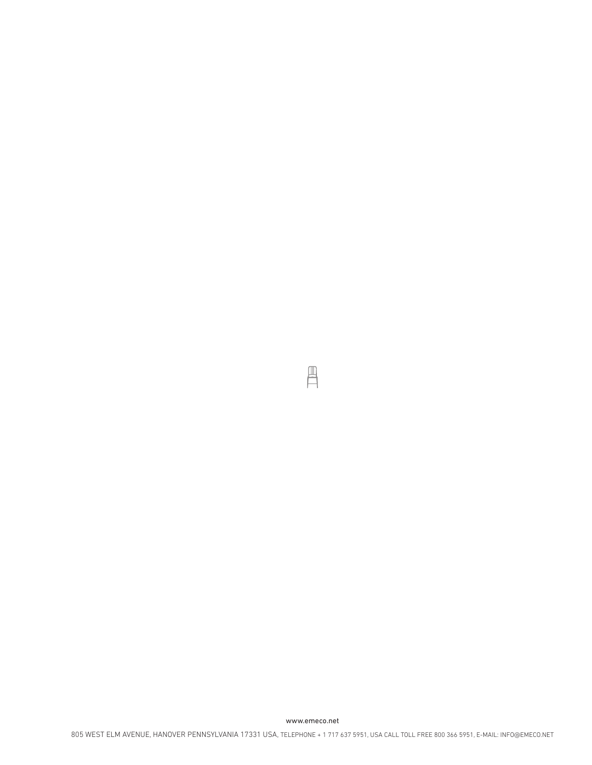www.emeco.net

805 WEST ELM AVENUE, HANOVER PENNSYLVANIA 17331 USA, TELEPHONE + 1 717 637 5951, USA CALL TOLL FREE 800 366 5951, E-MAIL: INFO@EMECO.NET